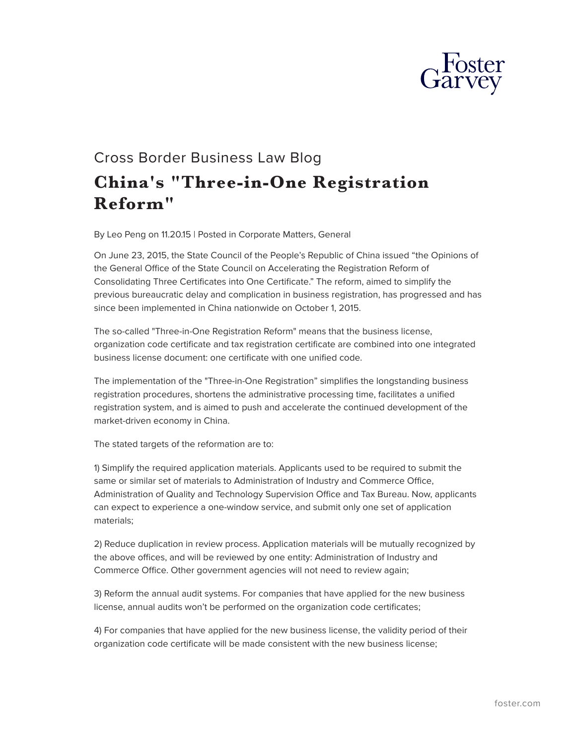Cross Border Business Law Blog

# China's "Three-in-One Registration Reform"

By Leo Peng on 11.20.15 | Posted in Corporate Matters, General

On June 23, 2015, the State Council of the People's Republic of China issued "the Opinions of the General Office of the State Council on Accelerating the Registration Reform of Consolidating Three Certificates into One Certificate." The reform, aimed to simplify the previous bureaucratic delay and complication in business registration, has progressed and has since been implemented in China nationwide on October 1, 2015.

The so-called "Three-in-One Registration Reform" means that the business license, organization code certificate and tax registration certificate are combined into one integrated business license document: one certificate with one unified code.

The implementation of the "Three-in-One Registration" simplifies the longstanding business registration procedures, shortens the administrative processing time, facilitates a unified registration system, and is aimed to push and accelerate the continued development of the market-driven economy in China.

The stated targets of the reformation are to:

1) Simplify the required application materials. Applicants used to be required to submit the same or similar set of materials to Administration of Industry and Commerce Office, Administration of Quality and Technology Supervision Office and Tax Bureau. Now, applicants can expect to experience a one-window service, and submit only one set of application materials;

2) Reduce duplication in review process. Application materials will be mutually recognized by the above offices, and will be reviewed by one entity: Administration of Industry and Commerce Office. Other government agencies will not need to review again;

3) Reform the annual audit systems. For companies that have applied for the new business license, annual audits won't be performed on the organization code certificates;

4) For companies that have applied for the new business license, the validity period of their organization code certificate will be made consistent with the new business license;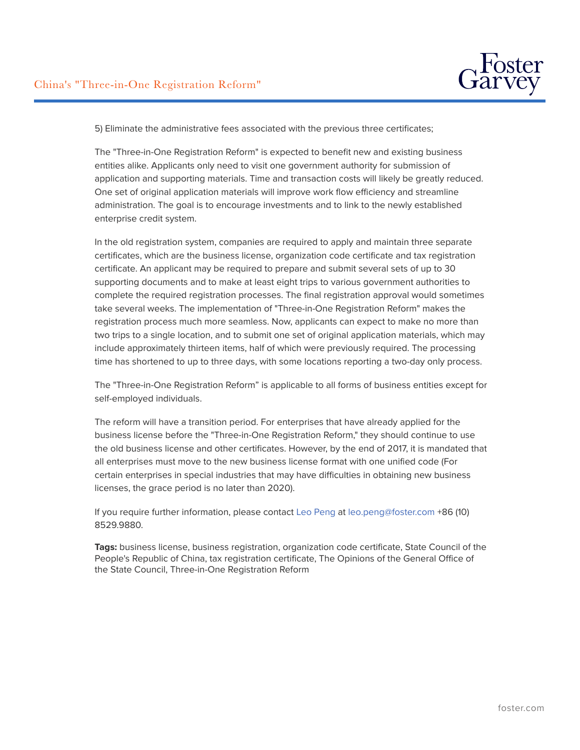5) Eliminate the administrative fees associated with the previous three certificates;

The "Three-in-One Registration Reform" is expected to benefit new and existing business entities alike. Applicants only need to visit one government authority for submission of application and supporting materials. Time and transaction costs will likely be greatly reduced. One set of original application materials will improve work flow efficiency and streamline administration. The goal is to encourage investments and to link to the newly established enterprise credit system.

In the old registration system, companies are required to apply and maintain three separate certificates, which are the business license, organization code certificate and tax registration certificate. An applicant may be required to prepare and submit several sets of up to 30 supporting documents and to make at least eight trips to various government authorities to complete the required registration processes. The final registration approval would sometimes take several weeks. The implementation of "Three-in-One Registration Reform" makes the registration process much more seamless. Now, applicants can expect to make no more than two trips to a single location, and to submit one set of original application materials, which may include approximately thirteen items, half of which were previously required. The processing time has shortened to up to three days, with some locations reporting a two-day only process.

The "Three-in-One Registration Reform" is applicable to all forms of business entities except for self-employed individuals.

The reform will have a transition period. For enterprises that have already applied for the business license before the "Three-in-One Registration Reform," they should continue to use the old business license and other certificates. However, by the end of 2017, it is mandated that all enterprises must move to the new business license format with one unified code (For certain enterprises in special industries that may have difficulties in obtaining new business licenses, the grace period is no later than 2020).

If you require further information, please contact Leo Peng at leo.peng@foster.com +86 (10) 8529.9880.

**Tags:** business license, business registration, organization code certificate, State Council of the People's Republic of China, tax registration certificate, The Opinions of the General Office of the State Council, Three-in-One Registration Reform